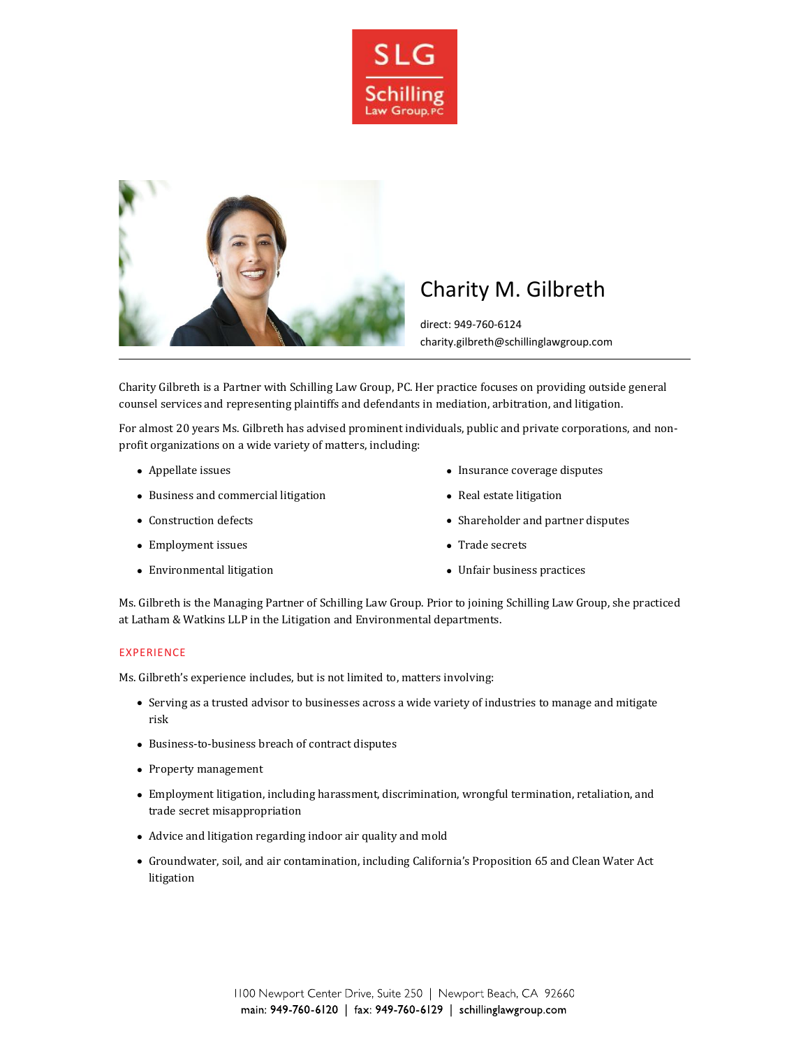SLG Schilling Law Group, PC

# Charity M. Gilbreth

direct: 949-760-6124
charity.gilbreth@schillinglawgroup.com

---

Charity Gilbreth is a Partner with Schilling Law Group, PC. Her practice focuses on providing outside general counsel services and representing plaintiffs and defendants in mediation, arbitration, and litigation.

For almost 20 years Ms. Gilbreth has advised prominent individuals, public and private corporations, and non-profit organizations on a wide variety of matters, including:

- Appellate issues
- Business and commercial litigation
- Construction defects
- Employment issues
- Environmental litigation
- Insurance coverage disputes
- Real estate litigation
- Shareholder and partner disputes
- Trade secrets
- Unfair business practices

Ms. Gilbreth is the Managing Partner of Schilling Law Group. Prior to joining Schilling Law Group, she practiced at Latham & Watkins LLP in the Litigation and Environmental departments.

## EXPERIENCE

Ms. Gilbreth's experience includes, but is not limited to, matters involving:

- Serving as a trusted advisor to businesses across a wide variety of industries to manage and mitigate risk
- Business-to-business breach of contract disputes
- Property management
- Employment litigation, including harassment, discrimination, wrongful termination, retaliation, and trade secret misappropriation
- Advice and litigation regarding indoor air quality and mold
- Groundwater, soil, and air contamination, including California's Proposition 65 and Clean Water Act litigation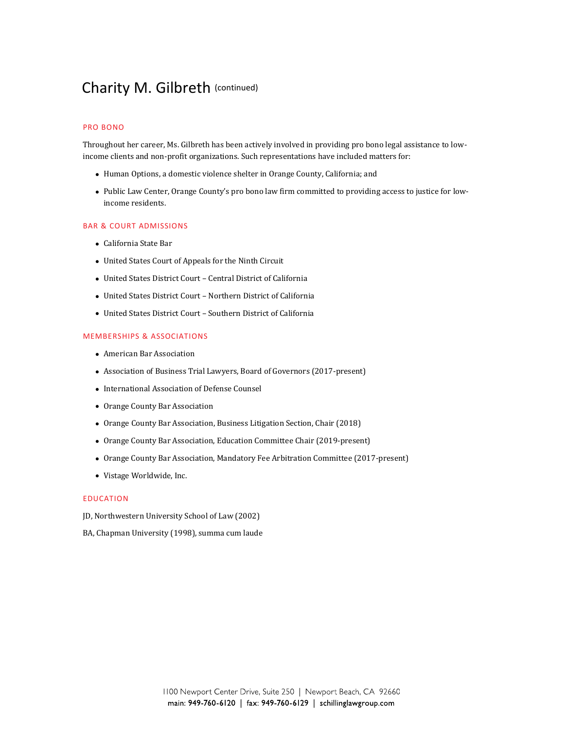# Charity M. Gilbreth (continued)

## PRO BONO

Throughout her career, Ms. Gilbreth has been actively involved in providing pro bono legal assistance to low-income clients and non-profit organizations. Such representations have included matters for:

- Human Options, a domestic violence shelter in Orange County, California; and
- Public Law Center, Orange County's pro bono law firm committed to providing access to justice for low-income residents.

## BAR & COURT ADMISSIONS

- California State Bar
- United States Court of Appeals for the Ninth Circuit
- United States District Court – Central District of California
- United States District Court – Northern District of California
- United States District Court – Southern District of California

## MEMBERSHIPS & ASSOCIATIONS

- American Bar Association
- Association of Business Trial Lawyers, Board of Governors (2017-present)
- International Association of Defense Counsel
- Orange County Bar Association
- Orange County Bar Association, Business Litigation Section, Chair (2018)
- Orange County Bar Association, Education Committee Chair (2019-present)
- Orange County Bar Association, Mandatory Fee Arbitration Committee (2017-present)
- Vistage Worldwide, Inc.

## EDUCATION

JD, Northwestern University School of Law (2002)

BA, Chapman University (1998), summa cum laude

1100 Newport Center Drive, Suite 250 | Newport Beach, CA 92660
main: 949-760-6120 | fax: 949-760-6129 | schillinglawgroup.com